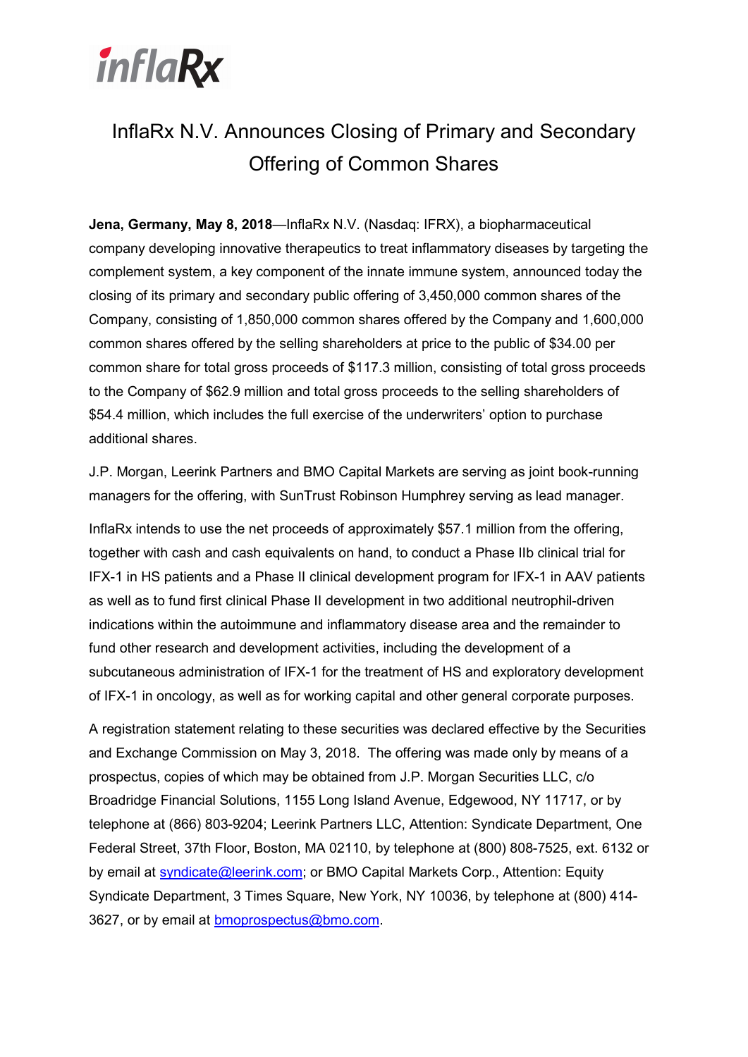**inflaRx**

# InflaRx N.V. Announces Closing of Primary and Secondary Offering of Common Shares

**Jena, Germany, May 8, 2018**—InflaRx N.V. (Nasdaq: IFRX), a biopharmaceutical company developing innovative therapeutics to treat inflammatory diseases by targeting the complement system, a key component of the innate immune system, announced today the closing of its primary and secondary public offering of 3,450,000 common shares of the Company, consisting of 1,850,000 common shares offered by the Company and 1,600,000 common shares offered by the selling shareholders at price to the public of $34.00 per common share for total gross proceeds of $117.3 million, consisting of total gross proceeds to the Company of $62.9 million and total gross proceeds to the selling shareholders of $54.4 million, which includes the full exercise of the underwriters' option to purchase additional shares.

J.P. Morgan, Leerink Partners and BMO Capital Markets are serving as joint book-running managers for the offering, with SunTrust Robinson Humphrey serving as lead manager.

InflaRx intends to use the net proceeds of approximately $57.1 million from the offering, together with cash and cash equivalents on hand, to conduct a Phase IIb clinical trial for IFX-1 in HS patients and a Phase II clinical development program for IFX-1 in AAV patients as well as to fund first clinical Phase II development in two additional neutrophil-driven indications within the autoimmune and inflammatory disease area and the remainder to fund other research and development activities, including the development of a subcutaneous administration of IFX-1 for the treatment of HS and exploratory development of IFX-1 in oncology, as well as for working capital and other general corporate purposes.

A registration statement relating to these securities was declared effective by the Securities and Exchange Commission on May 3, 2018. The offering was made only by means of a prospectus, copies of which may be obtained from J.P. Morgan Securities LLC, c/o Broadridge Financial Solutions, 1155 Long Island Avenue, Edgewood, NY 11717, or by telephone at (866) 803-9204; Leerink Partners LLC, Attention: Syndicate Department, One Federal Street, 37th Floor, Boston, MA 02110, by telephone at (800) 808-7525, ext. 6132 or by email at syndicate@leerink.com; or BMO Capital Markets Corp., Attention: Equity Syndicate Department, 3 Times Square, New York, NY 10036, by telephone at (800) 414-3627, or by email at bmoprospectus@bmo.com.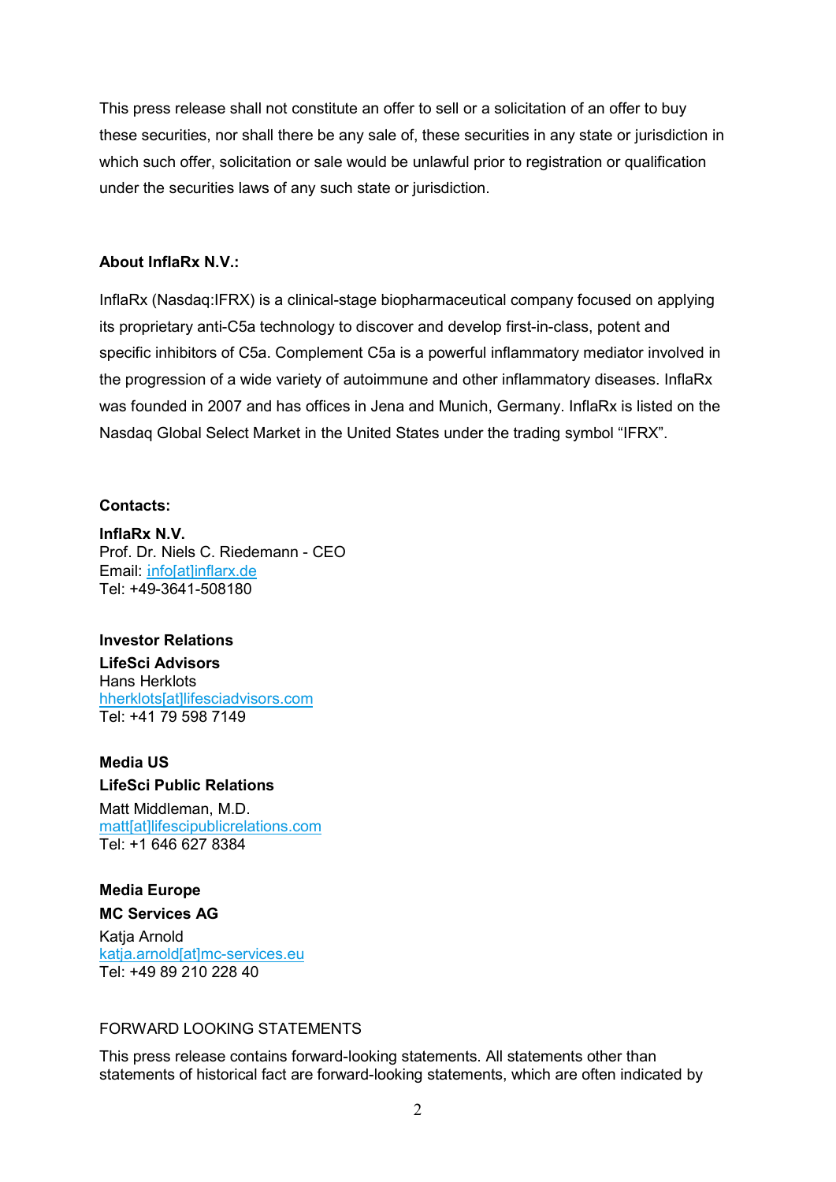This press release shall not constitute an offer to sell or a solicitation of an offer to buy these securities, nor shall there be any sale of, these securities in any state or jurisdiction in which such offer, solicitation or sale would be unlawful prior to registration or qualification under the securities laws of any such state or jurisdiction.

**About InflaRx N.V.:**

InflaRx (Nasdaq:IFRX) is a clinical-stage biopharmaceutical company focused on applying its proprietary anti-C5a technology to discover and develop first-in-class, potent and specific inhibitors of C5a. Complement C5a is a powerful inflammatory mediator involved in the progression of a wide variety of autoimmune and other inflammatory diseases. InflaRx was founded in 2007 and has offices in Jena and Munich, Germany. InflaRx is listed on the Nasdaq Global Select Market in the United States under the trading symbol “IFRX”.

**Contacts:**

**InflaRx N.V.**
Prof. Dr. Niels C. Riedemann - CEO
Email: info[at]inflarx.de
Tel: +49-3641-508180

**Investor Relations**
**LifeSci Advisors**
Hans Herklots
hherklots[at]lifesciadvisors.com
Tel: +41 79 598 7149

**Media US**
**LifeSci Public Relations**
Matt Middleman, M.D.
matt[at]lifescipublicrelations.com
Tel: +1 646 627 8384

**Media Europe**
**MC Services AG**
Katja Arnold
katja.arnold[at]mc-services.eu
Tel: +49 89 210 228 40

FORWARD LOOKING STATEMENTS

This press release contains forward-looking statements. All statements other than statements of historical fact are forward-looking statements, which are often indicated by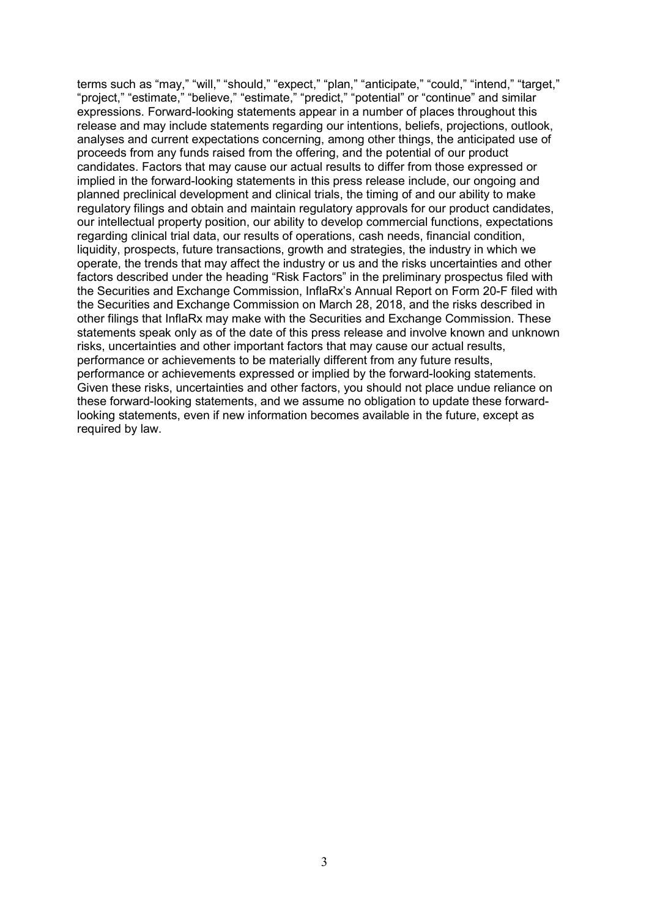terms such as "may," "will," "should," "expect," "plan," "anticipate," "could," "intend," "target," "project," "estimate," "believe," "estimate," "predict," "potential" or "continue" and similar expressions. Forward-looking statements appear in a number of places throughout this release and may include statements regarding our intentions, beliefs, projections, outlook, analyses and current expectations concerning, among other things, the anticipated use of proceeds from any funds raised from the offering, and the potential of our product candidates. Factors that may cause our actual results to differ from those expressed or implied in the forward-looking statements in this press release include, our ongoing and planned preclinical development and clinical trials, the timing of and our ability to make regulatory filings and obtain and maintain regulatory approvals for our product candidates, our intellectual property position, our ability to develop commercial functions, expectations regarding clinical trial data, our results of operations, cash needs, financial condition, liquidity, prospects, future transactions, growth and strategies, the industry in which we operate, the trends that may affect the industry or us and the risks uncertainties and other factors described under the heading "Risk Factors" in the preliminary prospectus filed with the Securities and Exchange Commission, InflaRx's Annual Report on Form 20-F filed with the Securities and Exchange Commission on March 28, 2018, and the risks described in other filings that InflaRx may make with the Securities and Exchange Commission. These statements speak only as of the date of this press release and involve known and unknown risks, uncertainties and other important factors that may cause our actual results, performance or achievements to be materially different from any future results, performance or achievements expressed or implied by the forward-looking statements. Given these risks, uncertainties and other factors, you should not place undue reliance on these forward-looking statements, and we assume no obligation to update these forward-looking statements, even if new information becomes available in the future, except as required by law.